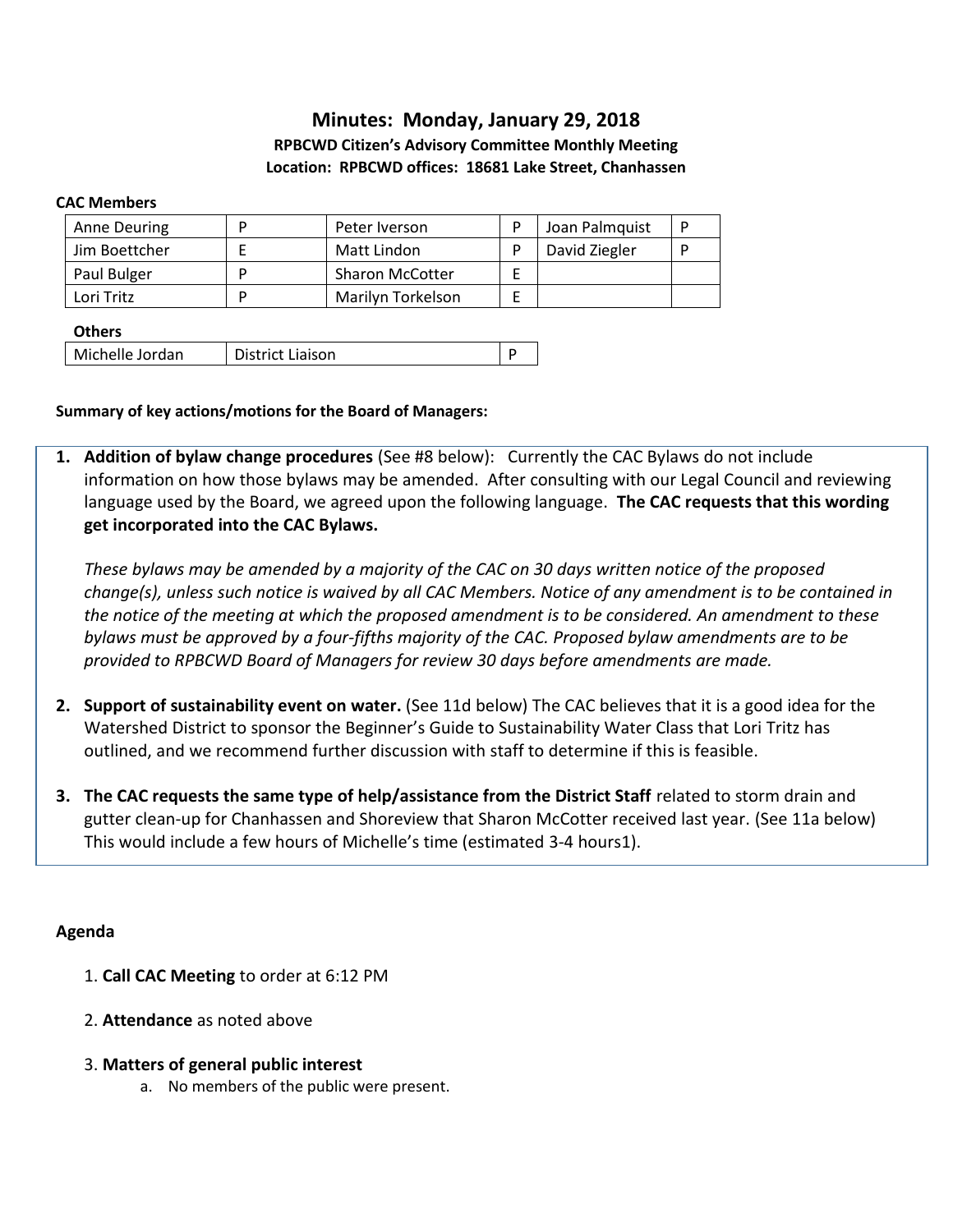# Minutes: Monday, January 29, 2018

**RPBCWD Citizen's Advisory Committee Monthly Meeting**

**Location: RPBCWD offices: 18681 Lake Street, Chanhassen**

**CAC Members**

| | | | | | |
|---|---|---|---|---|---|
| Anne Deuring | P | Peter Iverson | P | Joan Palmquist | P |
| Jim Boettcher | E | Matt Lindon | P | David Ziegler | P |
| Paul Bulger | P | Sharon McCotter | E | | |
| Lori Tritz | P | Marilyn Torkelson | E | | |

**Others**

| | | |
|---|---|---|
| Michelle Jordan | District Liaison | P |

**Summary of key actions/motions for the Board of Managers:**

1. **Addition of bylaw change procedures** (See #8 below): Currently the CAC Bylaws do not include information on how those bylaws may be amended. After consulting with our Legal Council and reviewing language used by the Board, we agreed upon the following language. **The CAC requests that this wording get incorporated into the CAC Bylaws.**

   *These bylaws may be amended by a majority of the CAC on 30 days written notice of the proposed change(s), unless such notice is waived by all CAC Members. Notice of any amendment is to be contained in the notice of the meeting at which the proposed amendment is to be considered. An amendment to these bylaws must be approved by a four-fifths majority of the CAC. Proposed bylaw amendments are to be provided to RPBCWD Board of Managers for review 30 days before amendments are made.*

2. **Support of sustainability event on water.** (See 11d below) The CAC believes that it is a good idea for the Watershed District to sponsor the Beginner's Guide to Sustainability Water Class that Lori Tritz has outlined, and we recommend further discussion with staff to determine if this is feasible.

3. **The CAC requests the same type of help/assistance from the District Staff** related to storm drain and gutter clean-up for Chanhassen and Shoreview that Sharon McCotter received last year. (See 11a below) This would include a few hours of Michelle's time (estimated 3-4 hours1).

**Agenda**

1. **Call CAC Meeting** to order at 6:12 PM

2. **Attendance** as noted above

3. **Matters of general public interest**
   a. No members of the public were present.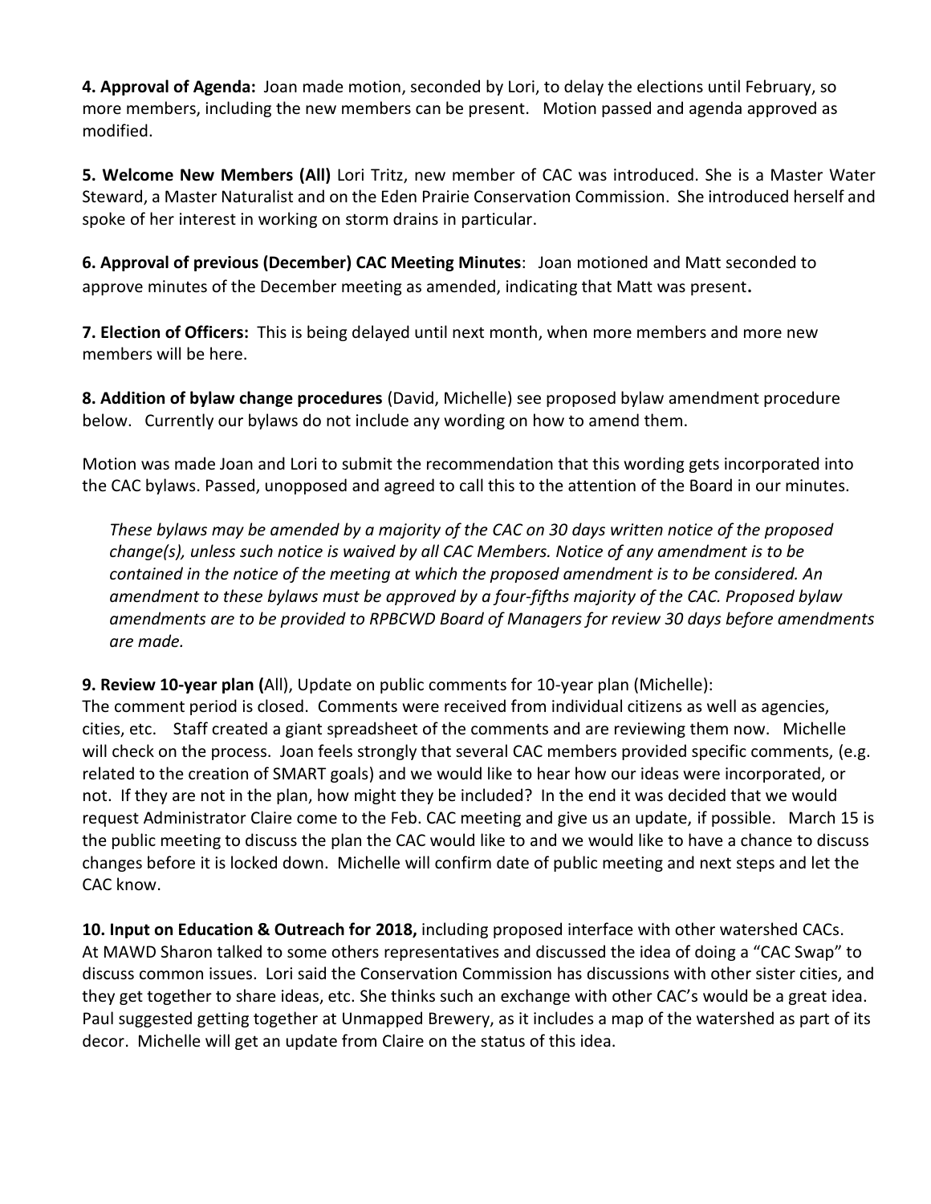**4. Approval of Agenda:** Joan made motion, seconded by Lori, to delay the elections until February, so more members, including the new members can be present. Motion passed and agenda approved as modified.

**5. Welcome New Members (All)** Lori Tritz, new member of CAC was introduced. She is a Master Water Steward, a Master Naturalist and on the Eden Prairie Conservation Commission. She introduced herself and spoke of her interest in working on storm drains in particular.

**6. Approval of previous (December) CAC Meeting Minutes**: Joan motioned and Matt seconded to approve minutes of the December meeting as amended, indicating that Matt was present**.**

**7. Election of Officers:** This is being delayed until next month, when more members and more new members will be here.

**8. Addition of bylaw change procedures** (David, Michelle) see proposed bylaw amendment procedure below. Currently our bylaws do not include any wording on how to amend them.

Motion was made Joan and Lori to submit the recommendation that this wording gets incorporated into the CAC bylaws. Passed, unopposed and agreed to call this to the attention of the Board in our minutes.

> *These bylaws may be amended by a majority of the CAC on 30 days written notice of the proposed change(s), unless such notice is waived by all CAC Members. Notice of any amendment is to be contained in the notice of the meeting at which the proposed amendment is to be considered. An amendment to these bylaws must be approved by a four-fifths majority of the CAC. Proposed bylaw amendments are to be provided to RPBCWD Board of Managers for review 30 days before amendments are made.*

**9. Review 10-year plan (**All), Update on public comments for 10-year plan (Michelle):
The comment period is closed. Comments were received from individual citizens as well as agencies, cities, etc. Staff created a giant spreadsheet of the comments and are reviewing them now. Michelle will check on the process. Joan feels strongly that several CAC members provided specific comments, (e.g. related to the creation of SMART goals) and we would like to hear how our ideas were incorporated, or not. If they are not in the plan, how might they be included? In the end it was decided that we would request Administrator Claire come to the Feb. CAC meeting and give us an update, if possible. March 15 is the public meeting to discuss the plan the CAC would like to and we would like to have a chance to discuss changes before it is locked down. Michelle will confirm date of public meeting and next steps and let the CAC know.

**10. Input on Education & Outreach for 2018,** including proposed interface with other watershed CACs. At MAWD Sharon talked to some others representatives and discussed the idea of doing a "CAC Swap" to discuss common issues. Lori said the Conservation Commission has discussions with other sister cities, and they get together to share ideas, etc. She thinks such an exchange with other CAC's would be a great idea. Paul suggested getting together at Unmapped Brewery, as it includes a map of the watershed as part of its decor. Michelle will get an update from Claire on the status of this idea.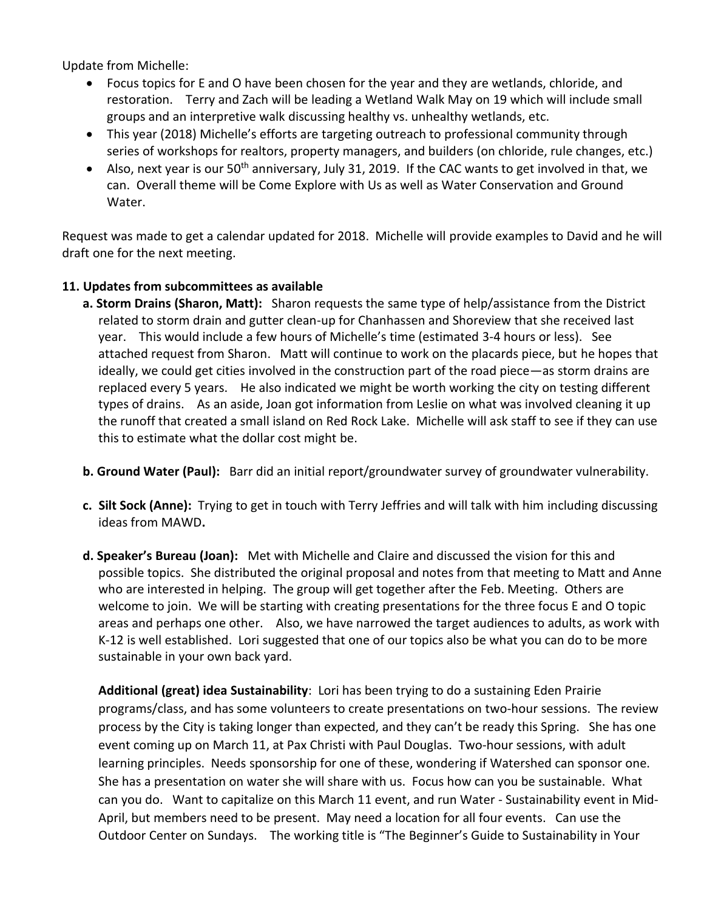Update from Michelle:

- Focus topics for E and O have been chosen for the year and they are wetlands, chloride, and restoration. Terry and Zach will be leading a Wetland Walk May on 19 which will include small groups and an interpretive walk discussing healthy vs. unhealthy wetlands, etc.
- This year (2018) Michelle's efforts are targeting outreach to professional community through series of workshops for realtors, property managers, and builders (on chloride, rule changes, etc.)
- Also, next year is our 50th anniversary, July 31, 2019. If the CAC wants to get involved in that, we can. Overall theme will be Come Explore with Us as well as Water Conservation and Ground Water.

Request was made to get a calendar updated for 2018. Michelle will provide examples to David and he will draft one for the next meeting.

**11. Updates from subcommittees as available**

**a. Storm Drains (Sharon, Matt):** Sharon requests the same type of help/assistance from the District related to storm drain and gutter clean-up for Chanhassen and Shoreview that she received last year. This would include a few hours of Michelle's time (estimated 3-4 hours or less). See attached request from Sharon. Matt will continue to work on the placards piece, but he hopes that ideally, we could get cities involved in the construction part of the road piece—as storm drains are replaced every 5 years. He also indicated we might be worth working the city on testing different types of drains. As an aside, Joan got information from Leslie on what was involved cleaning it up the runoff that created a small island on Red Rock Lake. Michelle will ask staff to see if they can use this to estimate what the dollar cost might be.

**b. Ground Water (Paul):** Barr did an initial report/groundwater survey of groundwater vulnerability.

**c. Silt Sock (Anne):** Trying to get in touch with Terry Jeffries and will talk with him including discussing ideas from MAWD**.**

**d. Speaker's Bureau (Joan):** Met with Michelle and Claire and discussed the vision for this and possible topics. She distributed the original proposal and notes from that meeting to Matt and Anne who are interested in helping. The group will get together after the Feb. Meeting. Others are welcome to join. We will be starting with creating presentations for the three focus E and O topic areas and perhaps one other. Also, we have narrowed the target audiences to adults, as work with K-12 is well established. Lori suggested that one of our topics also be what you can do to be more sustainable in your own back yard.

**Additional (great) idea Sustainability**: Lori has been trying to do a sustaining Eden Prairie programs/class, and has some volunteers to create presentations on two-hour sessions. The review process by the City is taking longer than expected, and they can't be ready this Spring. She has one event coming up on March 11, at Pax Christi with Paul Douglas. Two-hour sessions, with adult learning principles. Needs sponsorship for one of these, wondering if Watershed can sponsor one. She has a presentation on water she will share with us. Focus how can you be sustainable. What can you do. Want to capitalize on this March 11 event, and run Water - Sustainability event in Mid-April, but members need to be present. May need a location for all four events. Can use the Outdoor Center on Sundays. The working title is "The Beginner's Guide to Sustainability in Your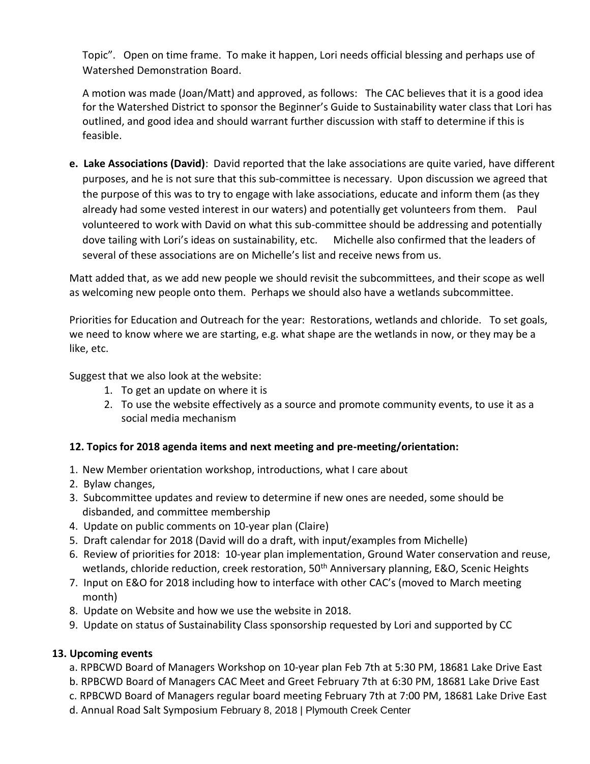Topic". Open on time frame. To make it happen, Lori needs official blessing and perhaps use of Watershed Demonstration Board.

A motion was made (Joan/Matt) and approved, as follows: The CAC believes that it is a good idea for the Watershed District to sponsor the Beginner's Guide to Sustainability water class that Lori has outlined, and good idea and should warrant further discussion with staff to determine if this is feasible.

**e. Lake Associations (David)**: David reported that the lake associations are quite varied, have different purposes, and he is not sure that this sub-committee is necessary. Upon discussion we agreed that the purpose of this was to try to engage with lake associations, educate and inform them (as they already had some vested interest in our waters) and potentially get volunteers from them. Paul volunteered to work with David on what this sub-committee should be addressing and potentially dove tailing with Lori's ideas on sustainability, etc. Michelle also confirmed that the leaders of several of these associations are on Michelle's list and receive news from us.

Matt added that, as we add new people we should revisit the subcommittees, and their scope as well as welcoming new people onto them. Perhaps we should also have a wetlands subcommittee.

Priorities for Education and Outreach for the year: Restorations, wetlands and chloride. To set goals, we need to know where we are starting, e.g. what shape are the wetlands in now, or they may be a like, etc.

Suggest that we also look at the website:

1. To get an update on where it is
2. To use the website effectively as a source and promote community events, to use it as a social media mechanism

**12. Topics for 2018 agenda items and next meeting and pre-meeting/orientation:**

1. New Member orientation workshop, introductions, what I care about
2. Bylaw changes,
3. Subcommittee updates and review to determine if new ones are needed, some should be disbanded, and committee membership
4. Update on public comments on 10-year plan (Claire)
5. Draft calendar for 2018 (David will do a draft, with input/examples from Michelle)
6. Review of priorities for 2018: 10-year plan implementation, Ground Water conservation and reuse, wetlands, chloride reduction, creek restoration, 50th Anniversary planning, E&O, Scenic Heights
7. Input on E&O for 2018 including how to interface with other CAC's (moved to March meeting month)
8. Update on Website and how we use the website in 2018.
9. Update on status of Sustainability Class sponsorship requested by Lori and supported by CC

**13. Upcoming events**

a. RPBCWD Board of Managers Workshop on 10-year plan Feb 7th at 5:30 PM, 18681 Lake Drive East
b. RPBCWD Board of Managers CAC Meet and Greet February 7th at 6:30 PM, 18681 Lake Drive East
c. RPBCWD Board of Managers regular board meeting February 7th at 7:00 PM, 18681 Lake Drive East
d. Annual Road Salt Symposium February 8, 2018 | Plymouth Creek Center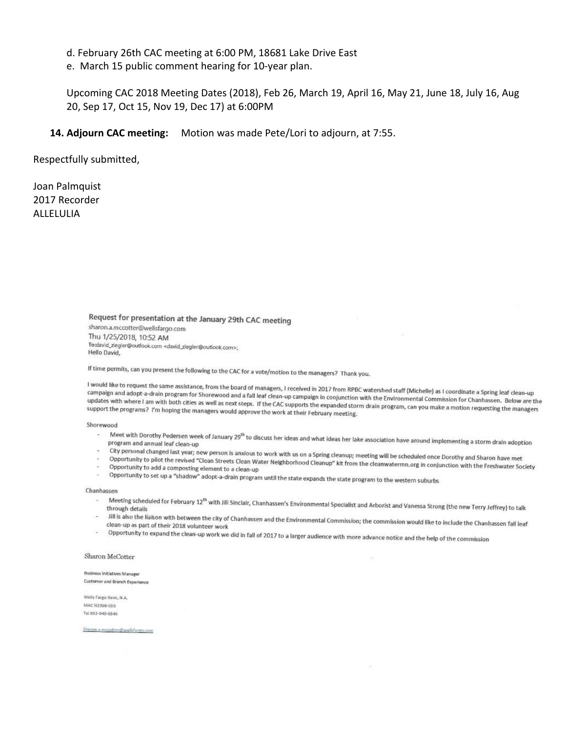d. February 26th CAC meeting at 6:00 PM, 18681 Lake Drive East

e. March 15 public comment hearing for 10-year plan.

Upcoming CAC 2018 Meeting Dates (2018), Feb 26, March 19, April 16, May 21, June 18, July 16, Aug 20, Sep 17, Oct 15, Nov 19, Dec 17) at 6:00PM

**14. Adjourn CAC meeting:** Motion was made Pete/Lori to adjourn, at 7:55.

Respectfully submitted,

Joan Palmquist
2017 Recorder
ALLELULIA

**Request for presentation at the January 29th CAC meeting**

sharon.a.mccotter@wellsfargo.com
Thu 1/25/2018, 10:52 AM
To:david_ziegler@outlook.com <david_ziegler@outlook.com>;

Hello David,

If time permits, can you present the following to the CAC for a vote/motion to the managers? Thank you.

I would like to request the same assistance, from the board of managers, I received in 2017 from RPBC watershed staff (Michelle) as I coordinate a Spring leaf clean-up campaign and adopt-a-drain program for Shorewood and a fall leaf clean-up campaign in conjunction with the Environmental Commission for Chanhassen. Below are the updates with where I am with both cities as well as next steps. If the CAC supports the expanded storm drain program, can you make a motion requesting the managers support the programs? I'm hoping the managers would approve the work at their February meeting.

Shorewood

- Meet with Dorothy Pedersen week of January 29th to discuss her ideas and what ideas her lake association have around implementing a storm drain adoption program and annual leaf clean-up
- City personal changed last year; new person is anxious to work with us on a Spring cleanup; meeting will be scheduled once Dorothy and Sharon have met
- Opportunity to pilot the revised "Clean Streets Clean Water Neighborhood Cleanup" kit from the cleanwatermn.org in conjunction with the Freshwater Society
- Opportunity to add a composting element to a clean-up
- Opportunity to set up a "shadow" adopt-a-drain program until the state expands the state program to the western suburbs

Chanhassen

- Meeting scheduled for February 12th with Jill Sinclair, Chanhassen's Environmental Specialist and Arborist and Vanessa Strong (the new Terry Jeffrey) to talk through details
- Jill is also the liaison with between the city of Chanhassen and the Environmental Commission; the commission would like to include the Chanhassen fall leaf clean-up as part of their 2018 volunteer work
- Opportunity to expand the clean-up work we did in fall of 2017 to a larger audience with more advance notice and the help of the commission

Sharon McCotter

Business Initiatives Manager
Customer and Branch Experience

Wells Fargo Bank, N.A.
MAC N2998-010
Tel 952-949-6846

Sharon.a.mccotter@wellsfargo.com